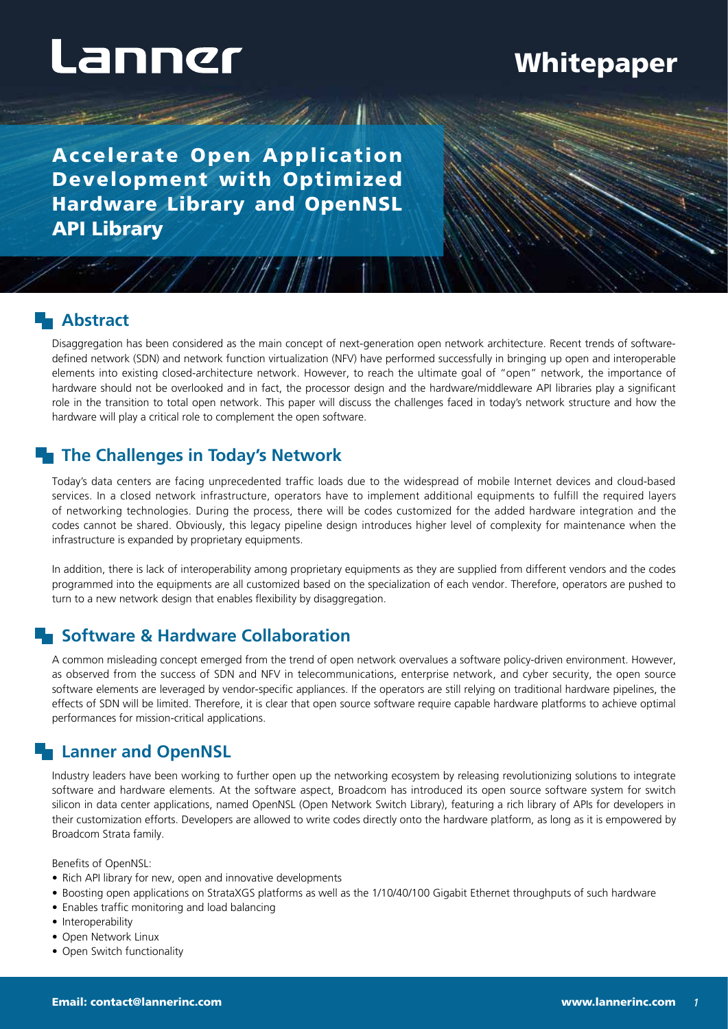# Lanner

## Whitepaper

# Accelerate Open Application Development with Optimized Hardware Library and OpenNSL API Library

## Abstract

Disaggregation has been considered as the main concept of next-generation open network architecture. Recent trends of software-defined network (SDN) and network function virtualization (NFV) have performed successfully in bringing up open and interoperable elements into existing closed-architecture network. However, to reach the ultimate goal of "open" network, the importance of hardware should not be overlooked and in fact, the processor design and the hardware/middleware API libraries play a significant role in the transition to total open network. This paper will discuss the challenges faced in today's network structure and how the hardware will play a critical role to complement the open software.

## The Challenges in Today's Network

Today's data centers are facing unprecedented traffic loads due to the widespread of mobile Internet devices and cloud-based services. In a closed network infrastructure, operators have to implement additional equipments to fulfill the required layers of networking technologies. During the process, there will be codes customized for the added hardware integration and the codes cannot be shared. Obviously, this legacy pipeline design introduces higher level of complexity for maintenance when the infrastructure is expanded by proprietary equipments.

In addition, there is lack of interoperability among proprietary equipments as they are supplied from different vendors and the codes programmed into the equipments are all customized based on the specialization of each vendor. Therefore, operators are pushed to turn to a new network design that enables flexibility by disaggregation.

## Software & Hardware Collaboration

A common misleading concept emerged from the trend of open network overvalues a software policy-driven environment. However, as observed from the success of SDN and NFV in telecommunications, enterprise network, and cyber security, the open source software elements are leveraged by vendor-specific appliances. If the operators are still relying on traditional hardware pipelines, the effects of SDN will be limited. Therefore, it is clear that open source software require capable hardware platforms to achieve optimal performances for mission-critical applications.

## Lanner and OpenNSL

Industry leaders have been working to further open up the networking ecosystem by releasing revolutionizing solutions to integrate software and hardware elements. At the software aspect, Broadcom has introduced its open source software system for switch silicon in data center applications, named OpenNSL (Open Network Switch Library), featuring a rich library of APIs for developers in their customization efforts. Developers are allowed to write codes directly onto the hardware platform, as long as it is empowered by Broadcom Strata family.

Benefits of OpenNSL:

- Rich API library for new, open and innovative developments
- Boosting open applications on StrataXGS platforms as well as the 1/10/40/100 Gigabit Ethernet throughputs of such hardware
- Enables traffic monitoring and load balancing
- Interoperability
- Open Network Linux
- Open Switch functionality

Email: contact@lannerinc.com  www.lannerinc.com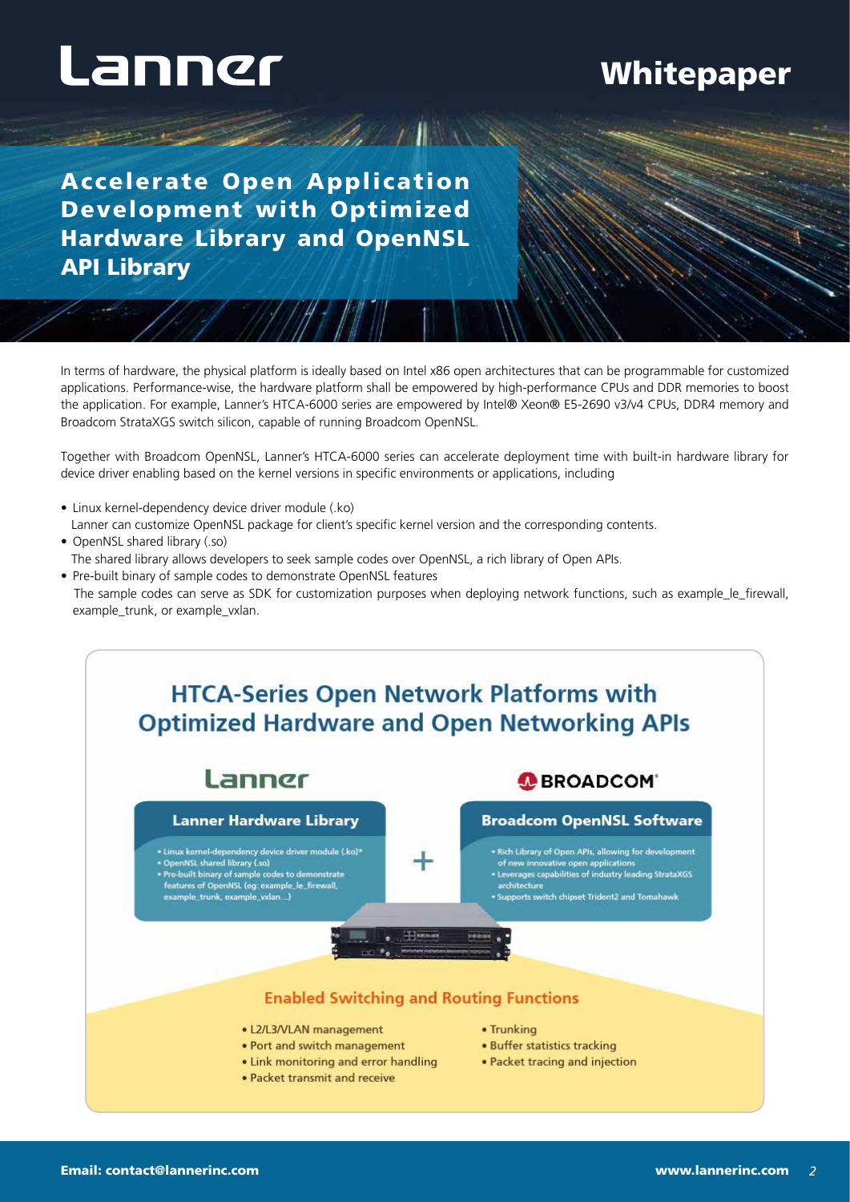# Accelerate Open Application Development with Optimized Hardware Library and OpenNSL API Library

In terms of hardware, the physical platform is ideally based on Intel x86 open architectures that can be programmable for customized applications. Performance-wise, the hardware platform shall be empowered by high-performance CPUs and DDR memories to boost the application. For example, Lanner's HTCA-6000 series are empowered by Intel® Xeon® E5-2690 v3/v4 CPUs, DDR4 memory and Broadcom StrataXGS switch silicon, capable of running Broadcom OpenNSL.

Together with Broadcom OpenNSL, Lanner's HTCA-6000 series can accelerate deployment time with built-in hardware library for device driver enabling based on the kernel versions in specific environments or applications, including

- Linux kernel-dependency device driver module (.ko)
  Lanner can customize OpenNSL package for client's specific kernel version and the corresponding contents.
- OpenNSL shared library (.so)
  The shared library allows developers to seek sample codes over OpenNSL, a rich library of Open APIs.
- Pre-built binary of sample codes to demonstrate OpenNSL features
  The sample codes can serve as SDK for customization purposes when deploying network functions, such as example_le_firewall, example_trunk, or example_vxlan.

## HTCA-Series Open Network Platforms with Optimized Hardware and Open Networking APIs

Lanner + BROADCOM

### Lanner Hardware Library

- Linux kernel-dependency device driver module (.ko)*
- OpenNSL shared library (.so)
- Pre-built binary of sample codes to demonstrate features of OpenNSL (eg: example_le_firewall, example_trunk, example_vxlan...)

### Broadcom OpenNSL Software

- Rich Library of Open APIs, allowing for development of new innovative open applications
- Leverages capabilities of industry leading StrataXGS architecture
- Supports switch chipset Trident2 and Tomahawk

### Enabled Switching and Routing Functions

- L2/L3/VLAN management
- Port and switch management
- Link monitoring and error handling
- Packet transmit and receive
- Trunking
- Buffer statistics tracking
- Packet tracing and injection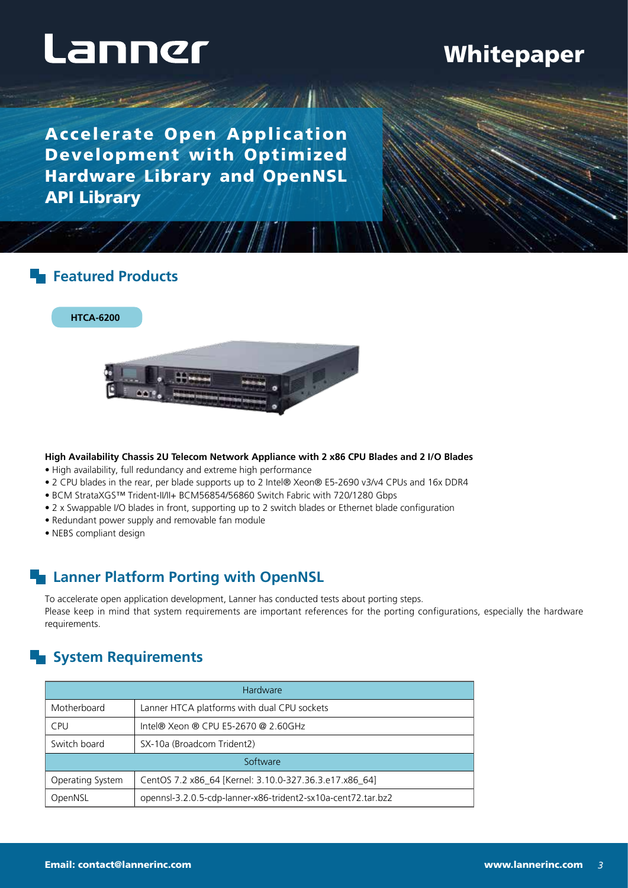# Whitepaper

## Accelerate Open Application Development with Optimized Hardware Library and OpenNSL API Library

## Featured Products

**HTCA-6200**

**High Availability Chassis 2U Telecom Network Appliance with 2 x86 CPU Blades and 2 I/O Blades**

- High availability, full redundancy and extreme high performance
- 2 CPU blades in the rear, per blade supports up to 2 Intel® Xeon® E5-2690 v3/v4 CPUs and 16x DDR4
- BCM StrataXGS™ Trident-II/II+ BCM56854/56860 Switch Fabric with 720/1280 Gbps
- 2 x Swappable I/O blades in front, supporting up to 2 switch blades or Ethernet blade configuration
- Redundant power supply and removable fan module
- NEBS compliant design

## Lanner Platform Porting with OpenNSL

To accelerate open application development, Lanner has conducted tests about porting steps.
Please keep in mind that system requirements are important references for the porting configurations, especially the hardware requirements.

## System Requirements

| Hardware | |
|---|---|
| Motherboard | Lanner HTCA platforms with dual CPU sockets |
| CPU | Intel® Xeon ® CPU E5-2670 @ 2.60GHz |
| Switch board | SX-10a (Broadcom Trident2) |
| **Software** | |
| Operating System | CentOS 7.2 x86_64 [Kernel: 3.10.0-327.36.3.e17.x86_64] |
| OpenNSL | opennsl-3.2.0.5-cdp-lanner-x86-trident2-sx10a-cent72.tar.bz2 |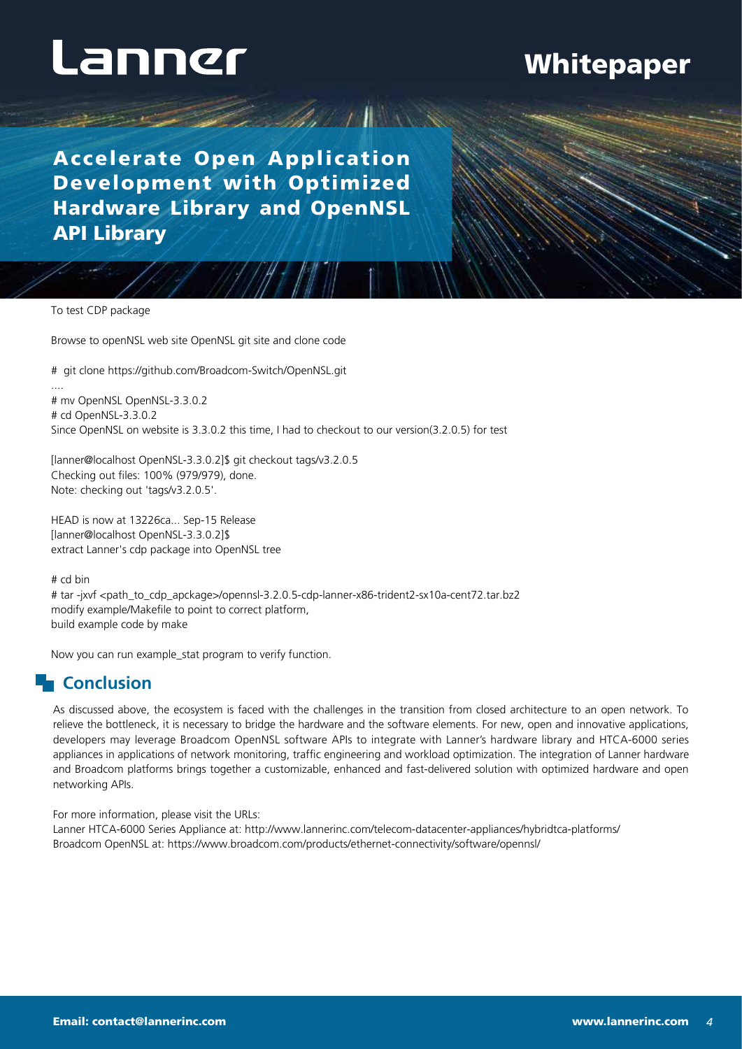To test CDP package

Browse to openNSL web site OpenNSL git site and clone code

```
#  git clone https://github.com/Broadcom-Switch/OpenNSL.git
....
# mv OpenNSL OpenNSL-3.3.0.2
# cd OpenNSL-3.3.0.2
```

Since OpenNSL on website is 3.3.0.2 this time, I had to checkout to our version(3.2.0.5) for test

```
[lanner@localhost OpenNSL-3.3.0.2]$ git checkout tags/v3.2.0.5
Checking out files: 100% (979/979), done.
Note: checking out 'tags/v3.2.0.5'.

HEAD is now at 13226ca... Sep-15 Release
[lanner@localhost OpenNSL-3.3.0.2]$
```

extract Lanner's cdp package into OpenNSL tree

```
# cd bin
# tar -jxvf <path_to_cdp_apckage>/opennsl-3.2.0.5-cdp-lanner-x86-trident2-sx10a-cent72.tar.bz2
```

modify example/Makefile to point to correct platform,
build example code by make

Now you can run example_stat program to verify function.

## Conclusion

As discussed above, the ecosystem is faced with the challenges in the transition from closed architecture to an open network. To relieve the bottleneck, it is necessary to bridge the hardware and the software elements. For new, open and innovative applications, developers may leverage Broadcom OpenNSL software APIs to integrate with Lanner's hardware library and HTCA-6000 series appliances in applications of network monitoring, traffic engineering and workload optimization. The integration of Lanner hardware and Broadcom platforms brings together a customizable, enhanced and fast-delivered solution with optimized hardware and open networking APIs.

For more information, please visit the URLs:
Lanner HTCA-6000 Series Appliance at: http://www.lannerinc.com/telecom-datacenter-appliances/hybridtca-platforms/
Broadcom OpenNSL at: https://www.broadcom.com/products/ethernet-connectivity/software/opennsl/